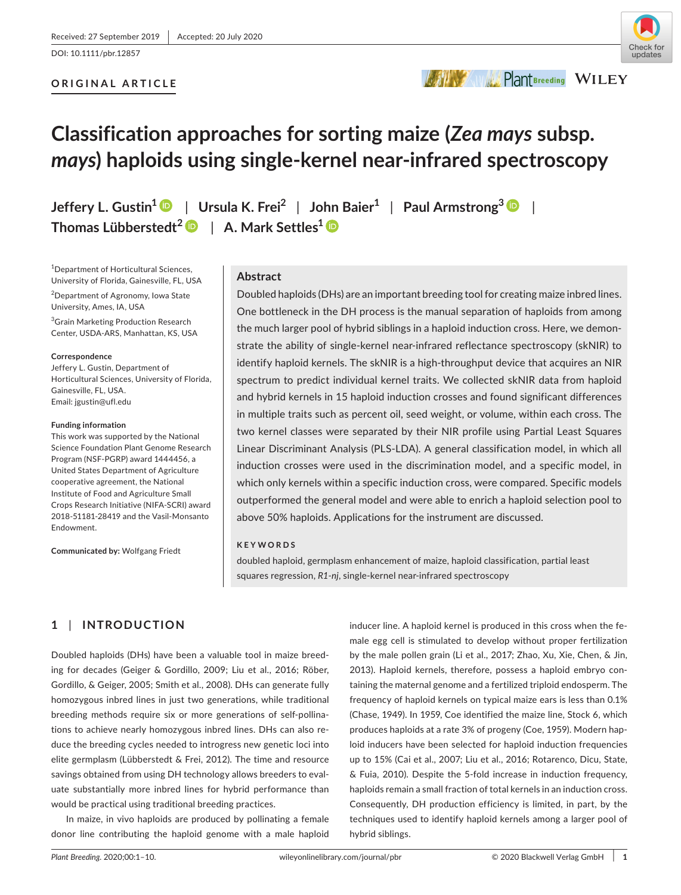Received: 27 September 2019 | Accepted: 20 July 2020

DOI: 10.1111/pbr.12857

**ORIGINAL ARTICLE**

# Classification approaches for sorting maize (*Zea mays* subsp. *mays*) haploids using single-kernel near-infrared spectroscopy

**Jeffery L. Gustin[1]** | **Ursula K. Frei[2]** | **John Baier[1]** | **Paul Armstrong[3]** | **Thomas Lübberstedt[2]** | **A. Mark Settles[1]**

[1]Department of Horticultural Sciences, University of Florida, Gainesville, FL, USA

[2]Department of Agronomy, Iowa State University, Ames, IA, USA

[3]Grain Marketing Production Research Center, USDA-ARS, Manhattan, KS, USA

**Correspondence**
Jeffery L. Gustin, Department of Horticultural Sciences, University of Florida, Gainesville, FL, USA.
Email: jgustin@ufl.edu

**Funding information**
This work was supported by the National Science Foundation Plant Genome Research Program (NSF-PGRP) award 1444456, a United States Department of Agriculture cooperative agreement, the National Institute of Food and Agriculture Small Crops Research Initiative (NIFA-SCRI) award 2018-51181-28419 and the Vasil-Monsanto Endowment.

**Communicated by:** Wolfgang Friedt

## Abstract

Doubled haploids (DHs) are an important breeding tool for creating maize inbred lines. One bottleneck in the DH process is the manual separation of haploids from among the much larger pool of hybrid siblings in a haploid induction cross. Here, we demonstrate the ability of single-kernel near-infrared reflectance spectroscopy (skNIR) to identify haploid kernels. The skNIR is a high-throughput device that acquires an NIR spectrum to predict individual kernel traits. We collected skNIR data from haploid and hybrid kernels in 15 haploid induction crosses and found significant differences in multiple traits such as percent oil, seed weight, or volume, within each cross. The two kernel classes were separated by their NIR profile using Partial Least Squares Linear Discriminant Analysis (PLS-LDA). A general classification model, in which all induction crosses were used in the discrimination model, and a specific model, in which only kernels within a specific induction cross, were compared. Specific models outperformed the general model and were able to enrich a haploid selection pool to above 50% haploids. Applications for the instrument are discussed.

**KEYWORDS**

doubled haploid, germplasm enhancement of maize, haploid classification, partial least squares regression, *R1-nj*, single-kernel near-infrared spectroscopy

## 1 | INTRODUCTION

Doubled haploids (DHs) have been a valuable tool in maize breeding for decades (Geiger & Gordillo, 2009; Liu et al., 2016; Röber, Gordillo, & Geiger, 2005; Smith et al., 2008). DHs can generate fully homozygous inbred lines in just two generations, while traditional breeding methods require six or more generations of self-pollinations to achieve nearly homozygous inbred lines. DHs can also reduce the breeding cycles needed to introgress new genetic loci into elite germplasm (Lübberstedt & Frei, 2012). The time and resource savings obtained from using DH technology allows breeders to evaluate substantially more inbred lines for hybrid performance than would be practical using traditional breeding practices.

In maize, in vivo haploids are produced by pollinating a female donor line contributing the haploid genome with a male haploid inducer line. A haploid kernel is produced in this cross when the female egg cell is stimulated to develop without proper fertilization by the male pollen grain (Li et al., 2017; Zhao, Xu, Xie, Chen, & Jin, 2013). Haploid kernels, therefore, possess a haploid embryo containing the maternal genome and a fertilized triploid endosperm. The frequency of haploid kernels on typical maize ears is less than 0.1% (Chase, 1949). In 1959, Coe identified the maize line, Stock 6, which produces haploids at a rate 3% of progeny (Coe, 1959). Modern haploid inducers have been selected for haploid induction frequencies up to 15% (Cai et al., 2007; Liu et al., 2016; Rotarenco, Dicu, State, & Fuia, 2010). Despite the 5-fold increase in induction frequency, haploids remain a small fraction of total kernels in an induction cross. Consequently, DH production efficiency is limited, in part, by the techniques used to identify haploid kernels among a larger pool of hybrid siblings.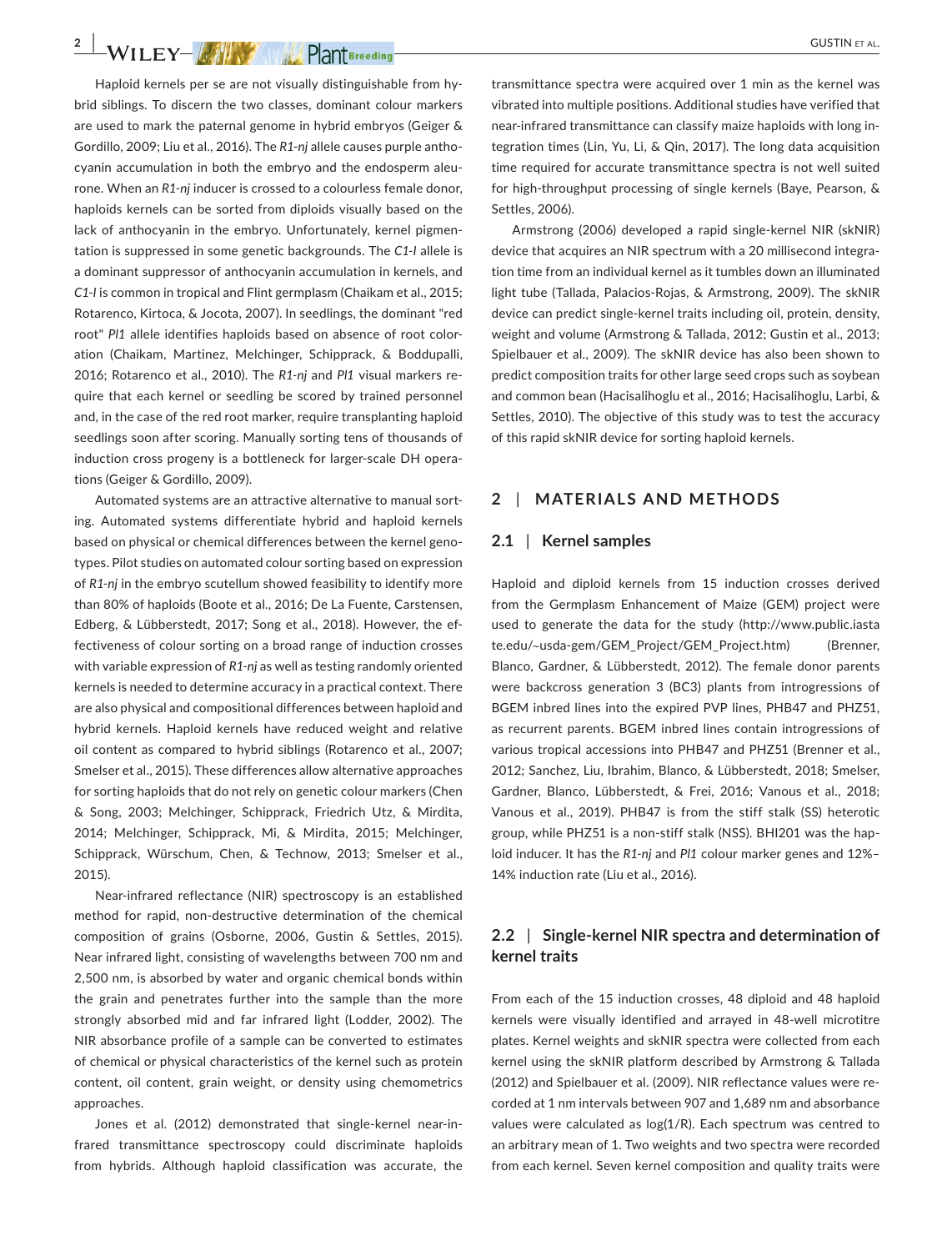Haploid kernels per se are not visually distinguishable from hybrid siblings. To discern the two classes, dominant colour markers are used to mark the paternal genome in hybrid embryos (Geiger & Gordillo, 2009; Liu et al., 2016). The *R1-nj* allele causes purple anthocyanin accumulation in both the embryo and the endosperm aleurone. When an *R1-nj* inducer is crossed to a colourless female donor, haploids kernels can be sorted from diploids visually based on the lack of anthocyanin in the embryo. Unfortunately, kernel pigmentation is suppressed in some genetic backgrounds. The *C1-I* allele is a dominant suppressor of anthocyanin accumulation in kernels, and *C1-I* is common in tropical and Flint germplasm (Chaikam et al., 2015; Rotarenco, Kirtoca, & Jocota, 2007). In seedlings, the dominant "red root" *Pl1* allele identifies haploids based on absence of root coloration (Chaikam, Martinez, Melchinger, Schipprack, & Boddupalli, 2016; Rotarenco et al., 2010). The *R1-nj* and *Pl1* visual markers require that each kernel or seedling be scored by trained personnel and, in the case of the red root marker, require transplanting haploid seedlings soon after scoring. Manually sorting tens of thousands of induction cross progeny is a bottleneck for larger-scale DH operations (Geiger & Gordillo, 2009).

Automated systems are an attractive alternative to manual sorting. Automated systems differentiate hybrid and haploid kernels based on physical or chemical differences between the kernel genotypes. Pilot studies on automated colour sorting based on expression of *R1-nj* in the embryo scutellum showed feasibility to identify more than 80% of haploids (Boote et al., 2016; De La Fuente, Carstensen, Edberg, & Lübberstedt, 2017; Song et al., 2018). However, the effectiveness of colour sorting on a broad range of induction crosses with variable expression of *R1-nj* as well as testing randomly oriented kernels is needed to determine accuracy in a practical context. There are also physical and compositional differences between haploid and hybrid kernels. Haploid kernels have reduced weight and relative oil content as compared to hybrid siblings (Rotarenco et al., 2007; Smelser et al., 2015). These differences allow alternative approaches for sorting haploids that do not rely on genetic colour markers (Chen & Song, 2003; Melchinger, Schipprack, Friedrich Utz, & Mirdita, 2014; Melchinger, Schipprack, Mi, & Mirdita, 2015; Melchinger, Schipprack, Würschum, Chen, & Technow, 2013; Smelser et al., 2015).

Near-infrared reflectance (NIR) spectroscopy is an established method for rapid, non-destructive determination of the chemical composition of grains (Osborne, 2006, Gustin & Settles, 2015). Near infrared light, consisting of wavelengths between 700 nm and 2,500 nm, is absorbed by water and organic chemical bonds within the grain and penetrates further into the sample than the more strongly absorbed mid and far infrared light (Lodder, 2002). The NIR absorbance profile of a sample can be converted to estimates of chemical or physical characteristics of the kernel such as protein content, oil content, grain weight, or density using chemometrics approaches.

Jones et al. (2012) demonstrated that single-kernel near-infrared transmittance spectroscopy could discriminate haploids from hybrids. Although haploid classification was accurate, the transmittance spectra were acquired over 1 min as the kernel was vibrated into multiple positions. Additional studies have verified that near-infrared transmittance can classify maize haploids with long integration times (Lin, Yu, Li, & Qin, 2017). The long data acquisition time required for accurate transmittance spectra is not well suited for high-throughput processing of single kernels (Baye, Pearson, & Settles, 2006).

Armstrong (2006) developed a rapid single-kernel NIR (skNIR) device that acquires an NIR spectrum with a 20 millisecond integration time from an individual kernel as it tumbles down an illuminated light tube (Tallada, Palacios-Rojas, & Armstrong, 2009). The skNIR device can predict single-kernel traits including oil, protein, density, weight and volume (Armstrong & Tallada, 2012; Gustin et al., 2013; Spielbauer et al., 2009). The skNIR device has also been shown to predict composition traits for other large seed crops such as soybean and common bean (Hacisalihoglu et al., 2016; Hacisalihoglu, Larbi, & Settles, 2010). The objective of this study was to test the accuracy of this rapid skNIR device for sorting haploid kernels.

## 2 | MATERIALS AND METHODS

### 2.1 | Kernel samples

Haploid and diploid kernels from 15 induction crosses derived from the Germplasm Enhancement of Maize (GEM) project were used to generate the data for the study (http://www.public.iastate.edu/~usda-gem/GEM_Project/GEM_Project.htm) (Brenner, Blanco, Gardner, & Lübberstedt, 2012). The female donor parents were backcross generation 3 (BC3) plants from introgressions of BGEM inbred lines into the expired PVP lines, PHB47 and PHZ51, as recurrent parents. BGEM inbred lines contain introgressions of various tropical accessions into PHB47 and PHZ51 (Brenner et al., 2012; Sanchez, Liu, Ibrahim, Blanco, & Lübberstedt, 2018; Smelser, Gardner, Blanco, Lübberstedt, & Frei, 2016; Vanous et al., 2018; Vanous et al., 2019). PHB47 is from the stiff stalk (SS) heterotic group, while PHZ51 is a non-stiff stalk (NSS). BHI201 was the haploid inducer. It has the *R1-nj* and *Pl1* colour marker genes and 12%–14% induction rate (Liu et al., 2016).

### 2.2 | Single-kernel NIR spectra and determination of kernel traits

From each of the 15 induction crosses, 48 diploid and 48 haploid kernels were visually identified and arrayed in 48-well microtitre plates. Kernel weights and skNIR spectra were collected from each kernel using the skNIR platform described by Armstrong & Tallada (2012) and Spielbauer et al. (2009). NIR reflectance values were recorded at 1 nm intervals between 907 and 1,689 nm and absorbance values were calculated as log(1/R). Each spectrum was centred to an arbitrary mean of 1. Two weights and two spectra were recorded from each kernel. Seven kernel composition and quality traits were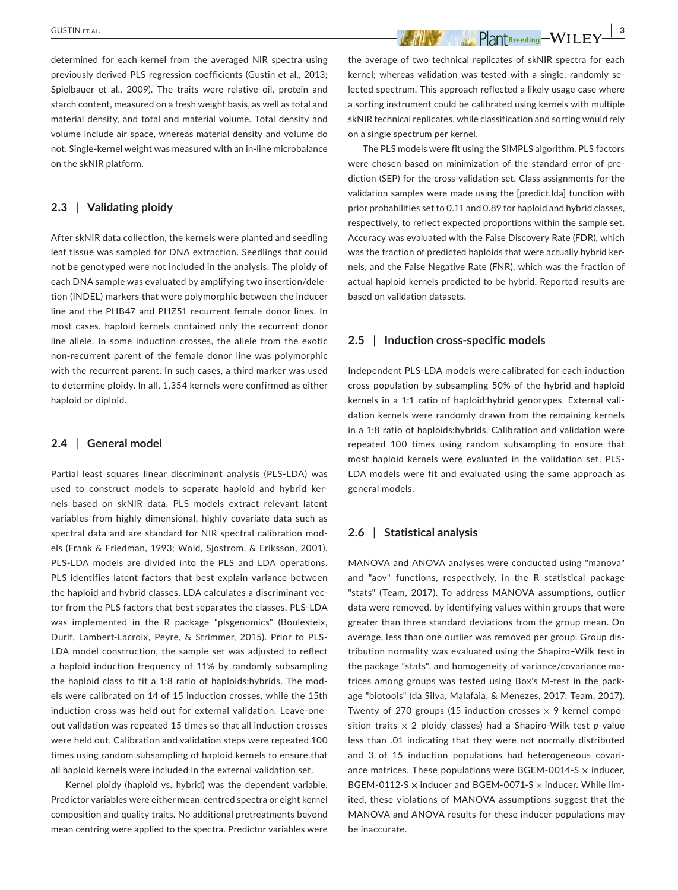determined for each kernel from the averaged NIR spectra using previously derived PLS regression coefficients (Gustin et al., 2013; Spielbauer et al., 2009). The traits were relative oil, protein and starch content, measured on a fresh weight basis, as well as total and material density, and total and material volume. Total density and volume include air space, whereas material density and volume do not. Single-kernel weight was measured with an in-line microbalance on the skNIR platform.

## 2.3 | Validating ploidy

After skNIR data collection, the kernels were planted and seedling leaf tissue was sampled for DNA extraction. Seedlings that could not be genotyped were not included in the analysis. The ploidy of each DNA sample was evaluated by amplifying two insertion/deletion (INDEL) markers that were polymorphic between the inducer line and the PHB47 and PHZ51 recurrent female donor lines. In most cases, haploid kernels contained only the recurrent donor line allele. In some induction crosses, the allele from the exotic non-recurrent parent of the female donor line was polymorphic with the recurrent parent. In such cases, a third marker was used to determine ploidy. In all, 1,354 kernels were confirmed as either haploid or diploid.

## 2.4 | General model

Partial least squares linear discriminant analysis (PLS-LDA) was used to construct models to separate haploid and hybrid kernels based on skNIR data. PLS models extract relevant latent variables from highly dimensional, highly covariate data such as spectral data and are standard for NIR spectral calibration models (Frank & Friedman, 1993; Wold, Sjostrom, & Eriksson, 2001). PLS-LDA models are divided into the PLS and LDA operations. PLS identifies latent factors that best explain variance between the haploid and hybrid classes. LDA calculates a discriminant vector from the PLS factors that best separates the classes. PLS-LDA was implemented in the R package "plsgenomics" (Boulesteix, Durif, Lambert-Lacroix, Peyre, & Strimmer, 2015). Prior to PLS-LDA model construction, the sample set was adjusted to reflect a haploid induction frequency of 11% by randomly subsampling the haploid class to fit a 1:8 ratio of haploids:hybrids. The models were calibrated on 14 of 15 induction crosses, while the 15th induction cross was held out for external validation. Leave-one-out validation was repeated 15 times so that all induction crosses were held out. Calibration and validation steps were repeated 100 times using random subsampling of haploid kernels to ensure that all haploid kernels were included in the external validation set.

Kernel ploidy (haploid vs. hybrid) was the dependent variable. Predictor variables were either mean-centred spectra or eight kernel composition and quality traits. No additional pretreatments beyond mean centring were applied to the spectra. Predictor variables were the average of two technical replicates of skNIR spectra for each kernel; whereas validation was tested with a single, randomly selected spectrum. This approach reflected a likely usage case where a sorting instrument could be calibrated using kernels with multiple skNIR technical replicates, while classification and sorting would rely on a single spectrum per kernel.

The PLS models were fit using the SIMPLS algorithm. PLS factors were chosen based on minimization of the standard error of prediction (SEP) for the cross-validation set. Class assignments for the validation samples were made using the [predict.lda] function with prior probabilities set to 0.11 and 0.89 for haploid and hybrid classes, respectively, to reflect expected proportions within the sample set. Accuracy was evaluated with the False Discovery Rate (FDR), which was the fraction of predicted haploids that were actually hybrid kernels, and the False Negative Rate (FNR), which was the fraction of actual haploid kernels predicted to be hybrid. Reported results are based on validation datasets.

## 2.5 | Induction cross-specific models

Independent PLS-LDA models were calibrated for each induction cross population by subsampling 50% of the hybrid and haploid kernels in a 1:1 ratio of haploid:hybrid genotypes. External validation kernels were randomly drawn from the remaining kernels in a 1:8 ratio of haploids:hybrids. Calibration and validation were repeated 100 times using random subsampling to ensure that most haploid kernels were evaluated in the validation set. PLS-LDA models were fit and evaluated using the same approach as general models.

## 2.6 | Statistical analysis

MANOVA and ANOVA analyses were conducted using "manova" and "aov" functions, respectively, in the R statistical package "stats" (Team, 2017). To address MANOVA assumptions, outlier data were removed, by identifying values within groups that were greater than three standard deviations from the group mean. On average, less than one outlier was removed per group. Group distribution normality was evaluated using the Shapiro–Wilk test in the package "stats", and homogeneity of variance/covariance matrices among groups was tested using Box's M-test in the package "biotools" (da Silva, Malafaia, & Menezes, 2017; Team, 2017). Twenty of 270 groups (15 induction crosses × 9 kernel composition traits × 2 ploidy classes) had a Shapiro-Wilk test *p*-value less than .01 indicating that they were not normally distributed and 3 of 15 induction populations had heterogeneous covariance matrices. These populations were BGEM-0014-S × inducer, BGEM-0112-S × inducer and BGEM-0071-S × inducer. While limited, these violations of MANOVA assumptions suggest that the MANOVA and ANOVA results for these inducer populations may be inaccurate.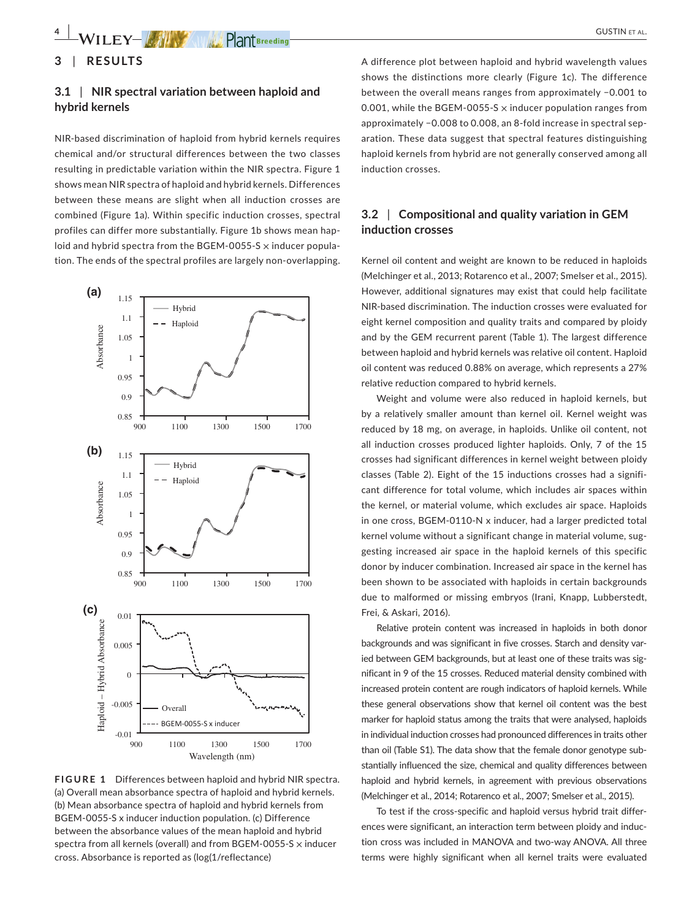## 3 | RESULTS

### 3.1 | NIR spectral variation between haploid and hybrid kernels

NIR-based discrimination of haploid from hybrid kernels requires chemical and/or structural differences between the two classes resulting in predictable variation within the NIR spectra. Figure 1 shows mean NIR spectra of haploid and hybrid kernels. Differences between these means are slight when all induction crosses are combined (Figure 1a). Within specific induction crosses, spectral profiles can differ more substantially. Figure 1b shows mean haploid and hybrid spectra from the BGEM-0055-S × inducer population. The ends of the spectral profiles are largely non-overlapping.

**FIGURE 1** Differences between haploid and hybrid NIR spectra. (a) Overall mean absorbance spectra of haploid and hybrid kernels. (b) Mean absorbance spectra of haploid and hybrid kernels from BGEM-0055-S x inducer induction population. (c) Difference between the absorbance values of the mean haploid and hybrid spectra from all kernels (overall) and from BGEM-0055-S × inducer cross. Absorbance is reported as (log(1/reflectance)

A difference plot between haploid and hybrid wavelength values shows the distinctions more clearly (Figure 1c). The difference between the overall means ranges from approximately −0.001 to 0.001, while the BGEM-0055-S × inducer population ranges from approximately −0.008 to 0.008, an 8-fold increase in spectral separation. These data suggest that spectral features distinguishing haploid kernels from hybrid are not generally conserved among all induction crosses.

### 3.2 | Compositional and quality variation in GEM induction crosses

Kernel oil content and weight are known to be reduced in haploids (Melchinger et al., 2013; Rotarenco et al., 2007; Smelser et al., 2015). However, additional signatures may exist that could help facilitate NIR-based discrimination. The induction crosses were evaluated for eight kernel composition and quality traits and compared by ploidy and by the GEM recurrent parent (Table 1). The largest difference between haploid and hybrid kernels was relative oil content. Haploid oil content was reduced 0.88% on average, which represents a 27% relative reduction compared to hybrid kernels.

Weight and volume were also reduced in haploid kernels, but by a relatively smaller amount than kernel oil. Kernel weight was reduced by 18 mg, on average, in haploids. Unlike oil content, not all induction crosses produced lighter haploids. Only, 7 of the 15 crosses had significant differences in kernel weight between ploidy classes (Table 2). Eight of the 15 inductions crosses had a significant difference for total volume, which includes air spaces within the kernel, or material volume, which excludes air space. Haploids in one cross, BGEM-0110-N x inducer, had a larger predicted total kernel volume without a significant change in material volume, suggesting increased air space in the haploid kernels of this specific donor by inducer combination. Increased air space in the kernel has been shown to be associated with haploids in certain backgrounds due to malformed or missing embryos (Irani, Knapp, Lubberstedt, Frei, & Askari, 2016).

Relative protein content was increased in haploids in both donor backgrounds and was significant in five crosses. Starch and density varied between GEM backgrounds, but at least one of these traits was significant in 9 of the 15 crosses. Reduced material density combined with increased protein content are rough indicators of haploid kernels. While these general observations show that kernel oil content was the best marker for haploid status among the traits that were analysed, haploids in individual induction crosses had pronounced differences in traits other than oil (Table S1). The data show that the female donor genotype substantially influenced the size, chemical and quality differences between haploid and hybrid kernels, in agreement with previous observations (Melchinger et al., 2014; Rotarenco et al., 2007; Smelser et al., 2015).

To test if the cross-specific and haploid versus hybrid trait differences were significant, an interaction term between ploidy and induction cross was included in MANOVA and two-way ANOVA. All three terms were highly significant when all kernel traits were evaluated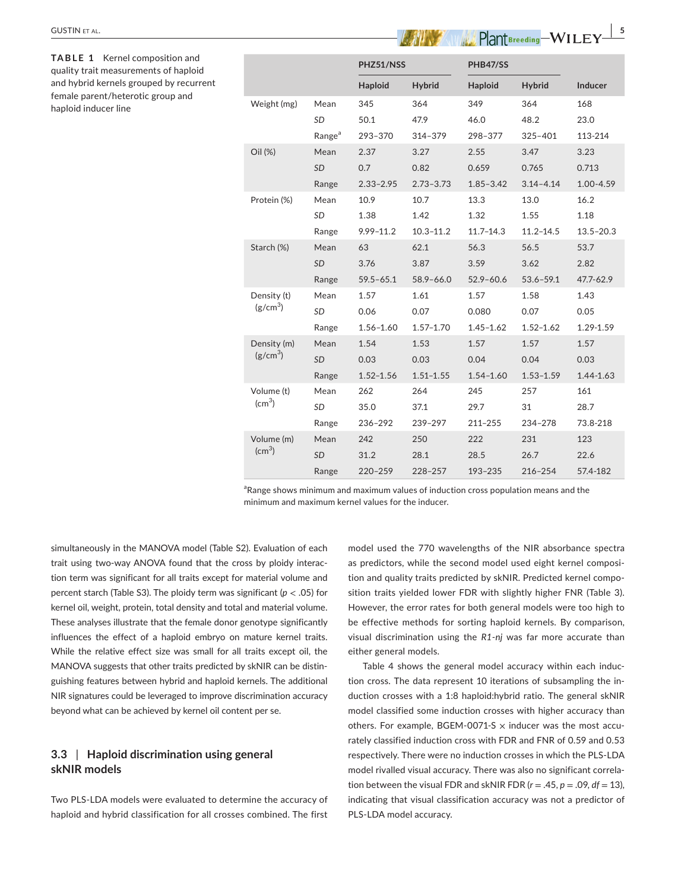**TABLE 1** Kernel composition and quality trait measurements of haploid and hybrid kernels grouped by recurrent female parent/heterotic group and haploid inducer line

| | | PHZ51/NSS | | PHB47/SS | | |
|---|---|---|---|---|---|---|
| | | Haploid | Hybrid | Haploid | Hybrid | Inducer |
| Weight (mg) | Mean | 345 | 364 | 349 | 364 | 168 |
| | *SD* | 50.1 | 47.9 | 46.0 | 48.2 | 23.0 |
| | Range[a] | 293–370 | 314–379 | 298–377 | 325–401 | 113-214 |
| Oil (%) | Mean | 2.37 | 3.27 | 2.55 | 3.47 | 3.23 |
| | *SD* | 0.7 | 0.82 | 0.659 | 0.765 | 0.713 |
| | Range | 2.33–2.95 | 2.73–3.73 | 1.85–3.42 | 3.14–4.14 | 1.00-4.59 |
| Protein (%) | Mean | 10.9 | 10.7 | 13.3 | 13.0 | 16.2 |
| | *SD* | 1.38 | 1.42 | 1.32 | 1.55 | 1.18 |
| | Range | 9.99–11.2 | 10.3–11.2 | 11.7–14.3 | 11.2–14.5 | 13.5–20.3 |
| Starch (%) | Mean | 63 | 62.1 | 56.3 | 56.5 | 53.7 |
| | *SD* | 3.76 | 3.87 | 3.59 | 3.62 | 2.82 |
| | Range | 59.5–65.1 | 58.9–66.0 | 52.9–60.6 | 53.6–59.1 | 47.7-62.9 |
| Density (t) (g/cm$^3$) | Mean | 1.57 | 1.61 | 1.57 | 1.58 | 1.43 |
| | *SD* | 0.06 | 0.07 | 0.080 | 0.07 | 0.05 |
| | Range | 1.56–1.60 | 1.57–1.70 | 1.45–1.62 | 1.52–1.62 | 1.29-1.59 |
| Density (m) (g/cm$^3$) | Mean | 1.54 | 1.53 | 1.57 | 1.57 | 1.57 |
| | *SD* | 0.03 | 0.03 | 0.04 | 0.04 | 0.03 |
| | Range | 1.52–1.56 | 1.51–1.55 | 1.54–1.60 | 1.53–1.59 | 1.44-1.63 |
| Volume (t) (cm$^3$) | Mean | 262 | 264 | 245 | 257 | 161 |
| | *SD* | 35.0 | 37.1 | 29.7 | 31 | 28.7 |
| | Range | 236–292 | 239–297 | 211–255 | 234–278 | 73.8-218 |
| Volume (m) (cm$^3$) | Mean | 242 | 250 | 222 | 231 | 123 |
| | *SD* | 31.2 | 28.1 | 28.5 | 26.7 | 22.6 |
| | Range | 220–259 | 228–257 | 193–235 | 216–254 | 57.4-182 |

[a]Range shows minimum and maximum values of induction cross population means and the minimum and maximum kernel values for the inducer.

simultaneously in the MANOVA model (Table S2). Evaluation of each trait using two-way ANOVA found that the cross by ploidy interaction term was significant for all traits except for material volume and percent starch (Table S3). The ploidy term was significant ($p < .05$) for kernel oil, weight, protein, total density and total and material volume. These analyses illustrate that the female donor genotype significantly influences the effect of a haploid embryo on mature kernel traits. While the relative effect size was small for all traits except oil, the MANOVA suggests that other traits predicted by skNIR can be distinguishing features between hybrid and haploid kernels. The additional NIR signatures could be leveraged to improve discrimination accuracy beyond what can be achieved by kernel oil content per se.

### 3.3 | Haploid discrimination using general skNIR models

Two PLS-LDA models were evaluated to determine the accuracy of haploid and hybrid classification for all crosses combined. The first model used the 770 wavelengths of the NIR absorbance spectra as predictors, while the second model used eight kernel composition and quality traits predicted by skNIR. Predicted kernel composition traits yielded lower FDR with slightly higher FNR (Table 3). However, the error rates for both general models were too high to be effective methods for sorting haploid kernels. By comparison, visual discrimination using the *R1-nj* was far more accurate than either general models.

Table 4 shows the general model accuracy within each induction cross. The data represent 10 iterations of subsampling the induction crosses with a 1:8 haploid:hybrid ratio. The general skNIR model classified some induction crosses with higher accuracy than others. For example, BGEM-0071-S × inducer was the most accurately classified induction cross with FDR and FNR of 0.59 and 0.53 respectively. There were no induction crosses in which the PLS-LDA model rivalled visual accuracy. There was also no significant correlation between the visual FDR and skNIR FDR ($r = .45$, $p = .09$, $df = 13$), indicating that visual classification accuracy was not a predictor of PLS-LDA model accuracy.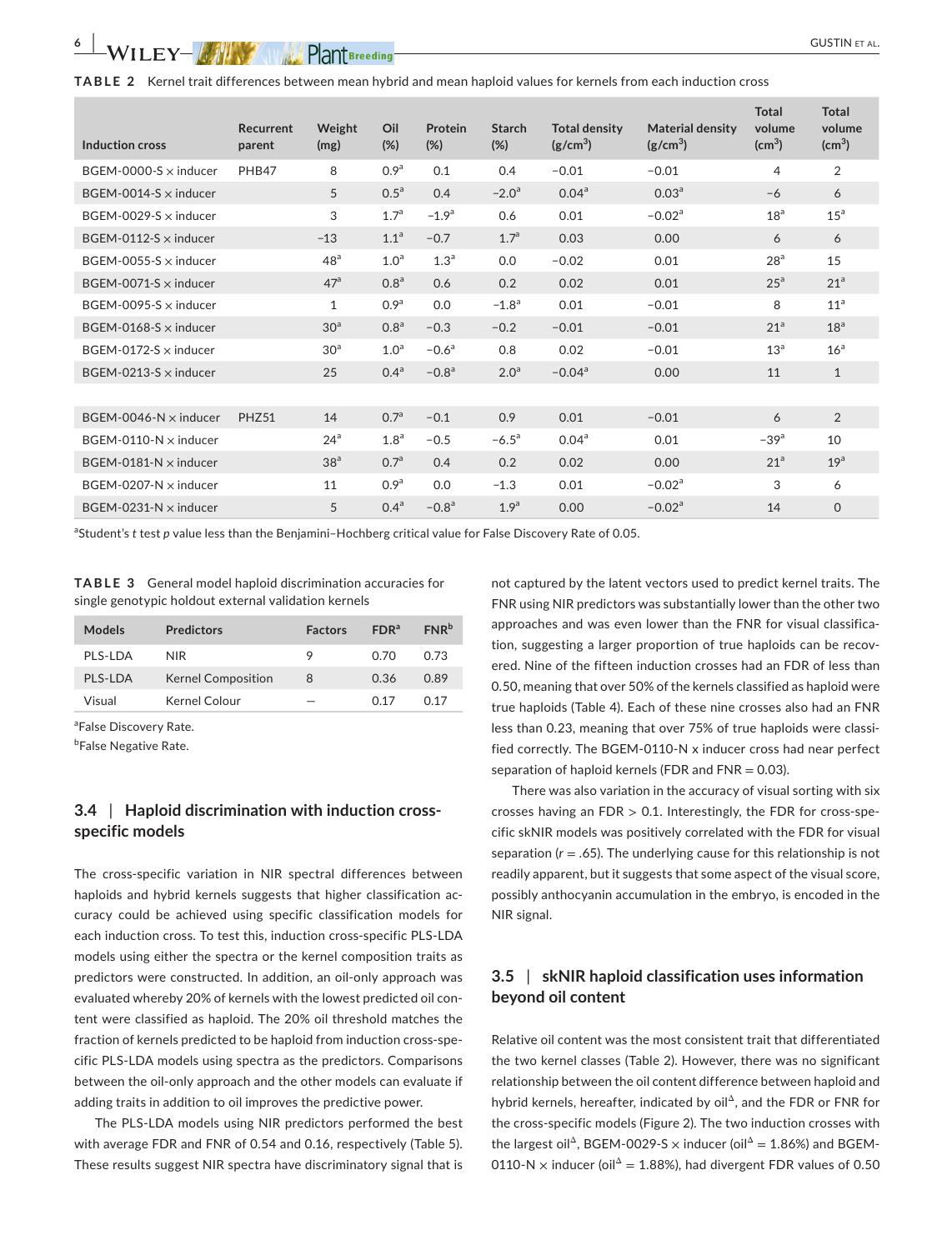**TABLE 2** Kernel trait differences between mean hybrid and mean haploid values for kernels from each induction cross

| Induction cross | Recurrent parent | Weight (mg) | Oil (%) | Protein (%) | Starch (%) | Total density ($g/cm^3$) | Material density ($g/cm^3$) | Total volume ($cm^3$) | Total volume ($cm^3$) |
|---|---|---|---|---|---|---|---|---|---|
| BGEM-0000-S × inducer | PHB47 | 8 | 0.9[a] | 0.1 | 0.4 | −0.01 | −0.01 | 4 | 2 |
| BGEM-0014-S × inducer | | 5 | 0.5[a] | 0.4 | −2.0[a] | 0.04[a] | 0.03[a] | −6 | 6 |
| BGEM-0029-S × inducer | | 3 | 1.7[a] | −1.9[a] | 0.6 | 0.01 | −0.02[a] | 18[a] | 15[a] |
| BGEM-0112-S × inducer | | −13 | 1.1[a] | −0.7 | 1.7[a] | 0.03 | 0.00 | 6 | 6 |
| BGEM-0055-S × inducer | | 48[a] | 1.0[a] | 1.3[a] | 0.0 | −0.02 | 0.01 | 28[a] | 15 |
| BGEM-0071-S × inducer | | 47[a] | 0.8[a] | 0.6 | 0.2 | 0.02 | 0.01 | 25[a] | 21[a] |
| BGEM-0095-S × inducer | | 1 | 0.9[a] | 0.0 | −1.8[a] | 0.01 | −0.01 | 8 | 11[a] |
| BGEM-0168-S × inducer | | 30[a] | 0.8[a] | −0.3 | −0.2 | −0.01 | −0.01 | 21[a] | 18[a] |
| BGEM-0172-S × inducer | | 30[a] | 1.0[a] | −0.6[a] | 0.8 | 0.02 | −0.01 | 13[a] | 16[a] |
| BGEM-0213-S × inducer | | 25 | 0.4[a] | −0.8[a] | 2.0[a] | −0.04[a] | 0.00 | 11 | 1 |
| | | | | | | | | | |
| BGEM-0046-N × inducer | PHZ51 | 14 | 0.7[a] | −0.1 | 0.9 | 0.01 | −0.01 | 6 | 2 |
| BGEM-0110-N × inducer | | 24[a] | 1.8[a] | −0.5 | −6.5[a] | 0.04[a] | 0.01 | −39[a] | 10 |
| BGEM-0181-N × inducer | | 38[a] | 0.7[a] | 0.4 | 0.2 | 0.02 | 0.00 | 21[a] | 19[a] |
| BGEM-0207-N × inducer | | 11 | 0.9[a] | 0.0 | −1.3 | 0.01 | −0.02[a] | 3 | 6 |
| BGEM-0231-N × inducer | | 5 | 0.4[a] | −0.8[a] | 1.9[a] | 0.00 | −0.02[a] | 14 | 0 |

[a]Student's *t* test *p* value less than the Benjamini–Hochberg critical value for False Discovery Rate of 0.05.

**TABLE 3** General model haploid discrimination accuracies for single genotypic holdout external validation kernels

| Models | Predictors | Factors | FDR[a] | FNR[b] |
|---|---|---|---|---|
| PLS-LDA | NIR | 9 | 0.70 | 0.73 |
| PLS-LDA | Kernel Composition | 8 | 0.36 | 0.89 |
| Visual | Kernel Colour | — | 0.17 | 0.17 |

[a]False Discovery Rate.

[b]False Negative Rate.

### 3.4 | Haploid discrimination with induction cross-specific models

The cross-specific variation in NIR spectral differences between haploids and hybrid kernels suggests that higher classification accuracy could be achieved using specific classification models for each induction cross. To test this, induction cross-specific PLS-LDA models using either the spectra or the kernel composition traits as predictors were constructed. In addition, an oil-only approach was evaluated whereby 20% of kernels with the lowest predicted oil content were classified as haploid. The 20% oil threshold matches the fraction of kernels predicted to be haploid from induction cross-specific PLS-LDA models using spectra as the predictors. Comparisons between the oil-only approach and the other models can evaluate if adding traits in addition to oil improves the predictive power.

The PLS-LDA models using NIR predictors performed the best with average FDR and FNR of 0.54 and 0.16, respectively (Table 5). These results suggest NIR spectra have discriminatory signal that is not captured by the latent vectors used to predict kernel traits. The FNR using NIR predictors was substantially lower than the other two approaches and was even lower than the FNR for visual classification, suggesting a larger proportion of true haploids can be recovered. Nine of the fifteen induction crosses had an FDR of less than 0.50, meaning that over 50% of the kernels classified as haploid were true haploids (Table 4). Each of these nine crosses also had an FNR less than 0.23, meaning that over 75% of true haploids were classified correctly. The BGEM-0110-N x inducer cross had near perfect separation of haploid kernels (FDR and FNR = 0.03).

There was also variation in the accuracy of visual sorting with six crosses having an FDR > 0.1. Interestingly, the FDR for cross-specific skNIR models was positively correlated with the FDR for visual separation ($r = .65$). The underlying cause for this relationship is not readily apparent, but it suggests that some aspect of the visual score, possibly anthocyanin accumulation in the embryo, is encoded in the NIR signal.

### 3.5 | skNIR haploid classification uses information beyond oil content

Relative oil content was the most consistent trait that differentiated the two kernel classes (Table 2). However, there was no significant relationship between the oil content difference between haploid and hybrid kernels, hereafter, indicated by oil$^{\Delta}$, and the FDR or FNR for the cross-specific models (Figure 2). The two induction crosses with the largest oil$^{\Delta}$, BGEM-0029-S × inducer (oil$^{\Delta}$ = 1.86%) and BGEM-0110-N × inducer (oil$^{\Delta}$ = 1.88%), had divergent FDR values of 0.50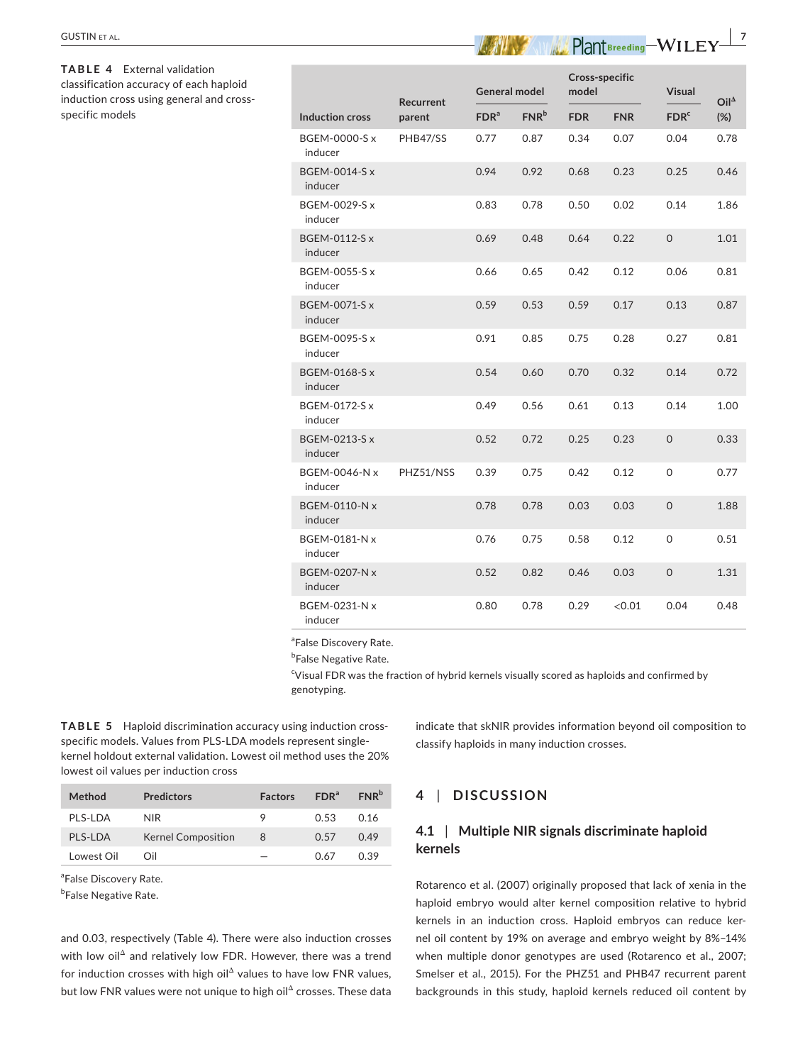**TABLE 4** External validation classification accuracy of each haploid induction cross using general and cross-specific models

| Induction cross | Recurrent parent | General model | | Cross-specific model | | Visual | Oil$^{\Delta}$ |
|---|---|---|---|---|---|---|---|
| | | FDR[a] | FNR[b] | FDR | FNR | FDR[c] | (%) |
| BGEM-0000-S x inducer | PHB47/SS | 0.77 | 0.87 | 0.34 | 0.07 | 0.04 | 0.78 |
| BGEM-0014-S x inducer | | 0.94 | 0.92 | 0.68 | 0.23 | 0.25 | 0.46 |
| BGEM-0029-S x inducer | | 0.83 | 0.78 | 0.50 | 0.02 | 0.14 | 1.86 |
| BGEM-0112-S x inducer | | 0.69 | 0.48 | 0.64 | 0.22 | 0 | 1.01 |
| BGEM-0055-S x inducer | | 0.66 | 0.65 | 0.42 | 0.12 | 0.06 | 0.81 |
| BGEM-0071-S x inducer | | 0.59 | 0.53 | 0.59 | 0.17 | 0.13 | 0.87 |
| BGEM-0095-S x inducer | | 0.91 | 0.85 | 0.75 | 0.28 | 0.27 | 0.81 |
| BGEM-0168-S x inducer | | 0.54 | 0.60 | 0.70 | 0.32 | 0.14 | 0.72 |
| BGEM-0172-S x inducer | | 0.49 | 0.56 | 0.61 | 0.13 | 0.14 | 1.00 |
| BGEM-0213-S x inducer | | 0.52 | 0.72 | 0.25 | 0.23 | 0 | 0.33 |
| BGEM-0046-N x inducer | PHZ51/NSS | 0.39 | 0.75 | 0.42 | 0.12 | 0 | 0.77 |
| BGEM-0110-N x inducer | | 0.78 | 0.78 | 0.03 | 0.03 | 0 | 1.88 |
| BGEM-0181-N x inducer | | 0.76 | 0.75 | 0.58 | 0.12 | 0 | 0.51 |
| BGEM-0207-N x inducer | | 0.52 | 0.82 | 0.46 | 0.03 | 0 | 1.31 |
| BGEM-0231-N x inducer | | 0.80 | 0.78 | 0.29 | <0.01 | 0.04 | 0.48 |

[a]False Discovery Rate.

[b]False Negative Rate.

[c]Visual FDR was the fraction of hybrid kernels visually scored as haploids and confirmed by genotyping.

**TABLE 5** Haploid discrimination accuracy using induction cross-specific models. Values from PLS-LDA models represent single-kernel holdout external validation. Lowest oil method uses the 20% lowest oil values per induction cross

| Method | Predictors | Factors | FDR[a] | FNR[b] |
|---|---|---|---|---|
| PLS-LDA | NIR | 9 | 0.53 | 0.16 |
| PLS-LDA | Kernel Composition | 8 | 0.57 | 0.49 |
| Lowest Oil | Oil | – | 0.67 | 0.39 |

[a]False Discovery Rate.

[b]False Negative Rate.

and 0.03, respectively (Table 4). There were also induction crosses with low oil$^{\Delta}$ and relatively low FDR. However, there was a trend for induction crosses with high oil$^{\Delta}$ values to have low FNR values, but low FNR values were not unique to high oil$^{\Delta}$ crosses. These data indicate that skNIR provides information beyond oil composition to classify haploids in many induction crosses.

## 4 | DISCUSSION

### 4.1 | Multiple NIR signals discriminate haploid kernels

Rotarenco et al. (2007) originally proposed that lack of xenia in the haploid embryo would alter kernel composition relative to hybrid kernels in an induction cross. Haploid embryos can reduce kernel oil content by 19% on average and embryo weight by 8%–14% when multiple donor genotypes are used (Rotarenco et al., 2007; Smelser et al., 2015). For the PHZ51 and PHB47 recurrent parent backgrounds in this study, haploid kernels reduced oil content by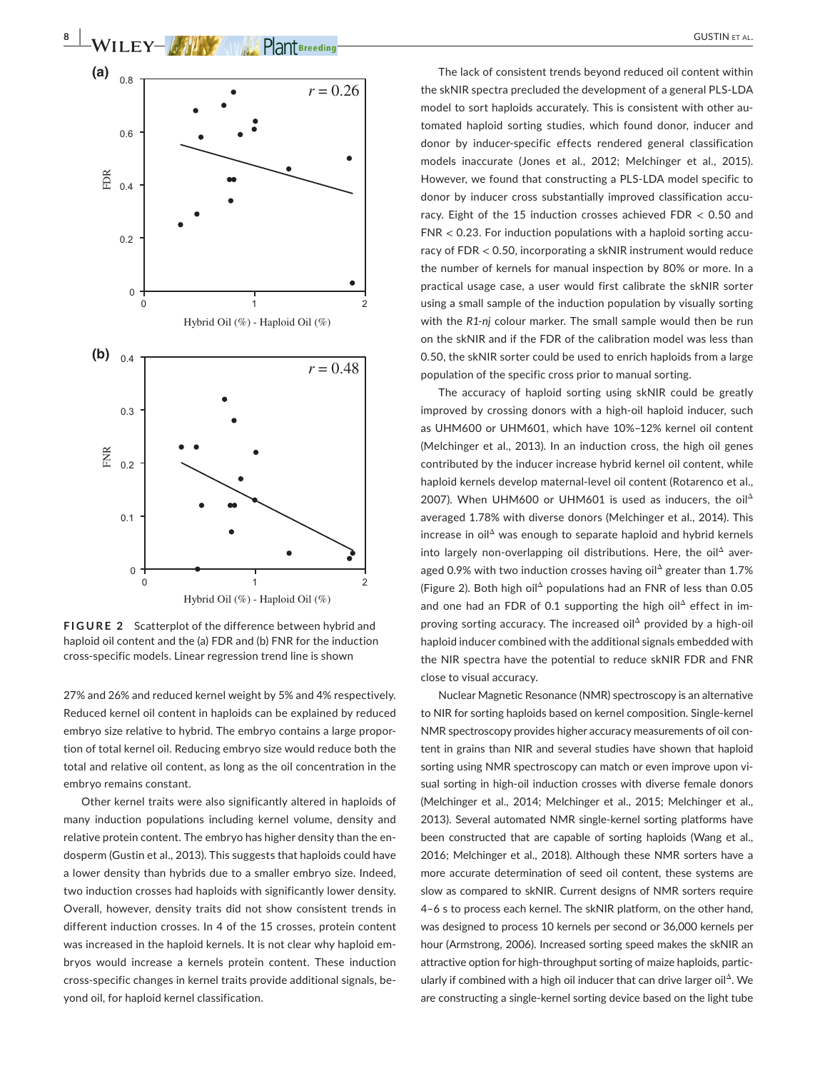**FIGURE 2** Scatterplot of the difference between hybrid and haploid oil content and the (a) FDR and (b) FNR for the induction cross-specific models. Linear regression trend line is shown

27% and 26% and reduced kernel weight by 5% and 4% respectively. Reduced kernel oil content in haploids can be explained by reduced embryo size relative to hybrid. The embryo contains a large proportion of total kernel oil. Reducing embryo size would reduce both the total and relative oil content, as long as the oil concentration in the embryo remains constant.

Other kernel traits were also significantly altered in haploids of many induction populations including kernel volume, density and relative protein content. The embryo has higher density than the endosperm (Gustin et al., 2013). This suggests that haploids could have a lower density than hybrids due to a smaller embryo size. Indeed, two induction crosses had haploids with significantly lower density. Overall, however, density traits did not show consistent trends in different induction crosses. In 4 of the 15 crosses, protein content was increased in the haploid kernels. It is not clear why haploid embryos would increase a kernels protein content. These induction cross-specific changes in kernel traits provide additional signals, beyond oil, for haploid kernel classification.

The lack of consistent trends beyond reduced oil content within the skNIR spectra precluded the development of a general PLS-LDA model to sort haploids accurately. This is consistent with other automated haploid sorting studies, which found donor, inducer and donor by inducer-specific effects rendered general classification models inaccurate (Jones et al., 2012; Melchinger et al., 2015). However, we found that constructing a PLS-LDA model specific to donor by inducer cross substantially improved classification accuracy. Eight of the 15 induction crosses achieved FDR < 0.50 and FNR < 0.23. For induction populations with a haploid sorting accuracy of FDR < 0.50, incorporating a skNIR instrument would reduce the number of kernels for manual inspection by 80% or more. In a practical usage case, a user would first calibrate the skNIR sorter using a small sample of the induction population by visually sorting with the *R1-nj* colour marker. The small sample would then be run on the skNIR and if the FDR of the calibration model was less than 0.50, the skNIR sorter could be used to enrich haploids from a large population of the specific cross prior to manual sorting.

The accuracy of haploid sorting using skNIR could be greatly improved by crossing donors with a high-oil haploid inducer, such as UHM600 or UHM601, which have 10%–12% kernel oil content (Melchinger et al., 2013). In an induction cross, the high oil genes contributed by the inducer increase hybrid kernel oil content, while haploid kernels develop maternal-level oil content (Rotarenco et al., 2007). When UHM600 or UHM601 is used as inducers, the oil$^{\Delta}$ averaged 1.78% with diverse donors (Melchinger et al., 2014). This increase in oil$^{\Delta}$ was enough to separate haploid and hybrid kernels into largely non-overlapping oil distributions. Here, the oil$^{\Delta}$ averaged 0.9% with two induction crosses having oil$^{\Delta}$ greater than 1.7% (Figure 2). Both high oil$^{\Delta}$ populations had an FNR of less than 0.05 and one had an FDR of 0.1 supporting the high oil$^{\Delta}$ effect in improving sorting accuracy. The increased oil$^{\Delta}$ provided by a high-oil haploid inducer combined with the additional signals embedded with the NIR spectra have the potential to reduce skNIR FDR and FNR close to visual accuracy.

Nuclear Magnetic Resonance (NMR) spectroscopy is an alternative to NIR for sorting haploids based on kernel composition. Single-kernel NMR spectroscopy provides higher accuracy measurements of oil content in grains than NIR and several studies have shown that haploid sorting using NMR spectroscopy can match or even improve upon visual sorting in high-oil induction crosses with diverse female donors (Melchinger et al., 2014; Melchinger et al., 2015; Melchinger et al., 2013). Several automated NMR single-kernel sorting platforms have been constructed that are capable of sorting haploids (Wang et al., 2016; Melchinger et al., 2018). Although these NMR sorters have a more accurate determination of seed oil content, these systems are slow as compared to skNIR. Current designs of NMR sorters require 4–6 s to process each kernel. The skNIR platform, on the other hand, was designed to process 10 kernels per second or 36,000 kernels per hour (Armstrong, 2006). Increased sorting speed makes the skNIR an attractive option for high-throughput sorting of maize haploids, particularly if combined with a high oil inducer that can drive larger oil$^{\Delta}$. We are constructing a single-kernel sorting device based on the light tube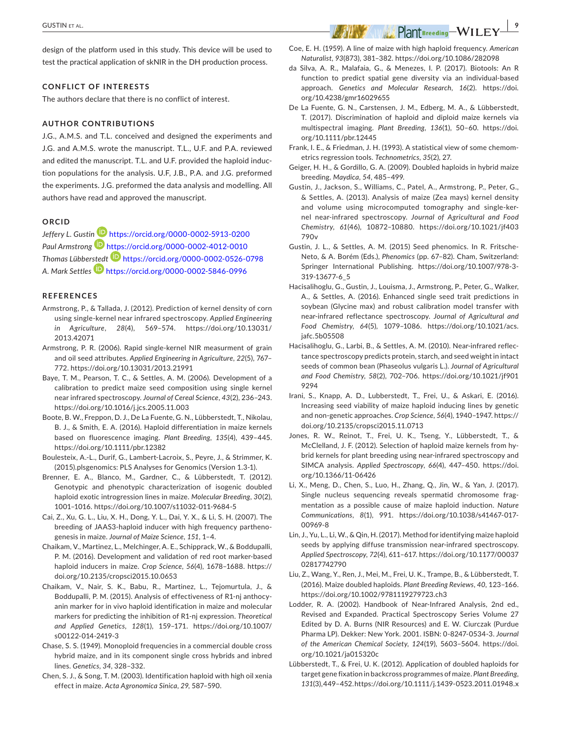design of the platform used in this study. This device will be used to test the practical application of skNIR in the DH production process.

## CONFLICT OF INTERESTS

The authors declare that there is no conflict of interest.

## AUTHOR CONTRIBUTIONS

J.G., A.M.S. and T.L. conceived and designed the experiments and J.G. and A.M.S. wrote the manuscript. T.L., U.F. and P.A. reviewed and edited the manuscript. T.L. and U.F. provided the haploid induction populations for the analysis. U.F, J.B., P.A. and J.G. preformed the experiments. J.G. preformed the data analysis and modelling. All authors have read and approved the manuscript.

## ORCID

*Jeffery L. Gustin* https://orcid.org/0000-0002-5913-0200
*Paul Armstrong* https://orcid.org/0000-0002-4012-0010
*Thomas Lübberstedt* https://orcid.org/0000-0002-0526-0798
*A. Mark Settles* https://orcid.org/0000-0002-5846-0996

## REFERENCES

Armstrong, P., & Tallada, J. (2012). Prediction of kernel density of corn using single-kernel near infrared spectroscopy. *Applied Engineering in Agriculture*, *28*(4), 569–574. https://doi.org/10.13031/2013.42071

Armstrong, P. R. (2006). Rapid single-kernel NIR measurment of grain and oil seed attributes. *Applied Engineering in Agriculture*, *22*(5), 767–772. https://doi.org/10.13031/2013.21991

Baye, T. M., Pearson, T. C., & Settles, A. M. (2006). Development of a calibration to predict maize seed composition using single kernel near infrared spectroscopy. *Journal of Cereal Science*, *43*(2), 236–243. https://doi.org/10.1016/j.jcs.2005.11.003

Boote, B. W., Freppon, D. J., De La Fuente, G. N., Lübberstedt, T., Nikolau, B. J., & Smith, E. A. (2016). Haploid differentiation in maize kernels based on fluorescence imaging. *Plant Breeding*, *135*(4), 439–445. https://doi.org/10.1111/pbr.12382

Boulesteix, A.-L., Durif, G., Lambert-Lacroix, S., Peyre, J., & Strimmer, K. (2015).plsgenomics: PLS Analyses for Genomics (Version 1.3-1).

Brenner, E. A., Blanco, M., Gardner, C., & Lübberstedt, T. (2012). Genotypic and phenotypic characterization of isogenic doubled haploid exotic introgression lines in maize. *Molecular Breeding*, *30*(2), 1001–1016. https://doi.org/10.1007/s11032-011-9684-5

Cai, Z., Xu, G. L., Liu, X. H., Dong, Y. L., Dai, Y. X., & Li, S. H. (2007). The breeding of JAAS3-haploid inducer with high frequency parthenogenesis in maize. *Journal of Maize Science*, *151*, 1–4.

Chaikam, V., Martinez, L., Melchinger, A. E., Schipprack, W., & Boddupalli, P. M. (2016). Development and validation of red root marker-based haploid inducers in maize. *Crop Science*, *56*(4), 1678–1688. https://doi.org/10.2135/cropsci2015.10.0653

Chaikam, V., Nair, S. K., Babu, R., Martinez, L., Tejomurtula, J., & Boddupalli, P. M. (2015). Analysis of effectiveness of R1-nj anthocyanin marker for in vivo haploid identification in maize and molecular markers for predicting the inhibition of R1-nj expression. *Theoretical and Applied Genetics*, *128*(1), 159–171. https://doi.org/10.1007/s00122-014-2419-3

Chase, S. S. (1949). Monoploid frequencies in a commercial double cross hybrid maize, and in its component single cross hybrids and inbred lines. *Genetics*, *34*, 328–332.

Chen, S. J., & Song, T. M. (2003). Identification haploid with high oil xenia effect in maize. *Acta Agronomica Sinica*, *29*, 587–590.

Coe, E. H. (1959). A line of maize with high haploid frequency. *American Naturalist*, *93*(873), 381–382. https://doi.org/10.1086/282098

da Silva, A. R., Malafaia, G., & Menezes, I. P. (2017). Biotools: An R function to predict spatial gene diversity via an individual-based approach. *Genetics and Molecular Research*, *16*(2). https://doi.org/10.4238/gmr16029655

De La Fuente, G. N., Carstensen, J. M., Edberg, M. A., & Lübberstedt, T. (2017). Discrimination of haploid and diploid maize kernels via multispectral imaging. *Plant Breeding*, *136*(1), 50–60. https://doi.org/10.1111/pbr.12445

Frank, I. E., & Friedman, J. H. (1993). A statistical view of some chemometrics regression tools. *Technometrics*, *35*(2), 27.

Geiger, H. H., & Gordillo, G. A. (2009). Doubled haploids in hybrid maize breeding. *Maydica*, *54*, 485–499.

Gustin, J., Jackson, S., Williams, C., Patel, A., Armstrong, P., Peter, G., & Settles, A. (2013). Analysis of maize (Zea mays) kernel density and volume using microcomputed tomography and single-kernel near-infrared spectroscopy. *Journal of Agricultural and Food Chemistry*, *61*(46), 10872–10880. https://doi.org/10.1021/jf403790v

Gustin, J. L., & Settles, A. M. (2015) Seed phenomics. In R. Fritsche-Neto, & A. Borém (Eds.), *Phenomics* (pp. 67–82). Cham, Switzerland: Springer International Publishing. https://doi.org/10.1007/978-3-319-13677-6_5

Hacisalihoglu, G., Gustin, J., Louisma, J., Armstrong, P., Peter, G., Walker, A., & Settles, A. (2016). Enhanced single seed trait predictions in soybean (Glycine max) and robust calibration model transfer with near-infrared reflectance spectroscopy. *Journal of Agricultural and Food Chemistry*, *64*(5), 1079–1086. https://doi.org/10.1021/acs.jafc.5b05508

Hacisalihoglu, G., Larbi, B., & Settles, A. M. (2010). Near-infrared reflectance spectroscopy predicts protein, starch, and seed weight in intact seeds of common bean (Phaseolus vulgaris L.). *Journal of Agricultural and Food Chemistry*, *58*(2), 702–706. https://doi.org/10.1021/jf9019294

Irani, S., Knapp, A. D., Lubberstedt, T., Frei, U., & Askari, E. (2016). Increasing seed viability of maize haploid inducing lines by genetic and non-genetic approaches. *Crop Science*, *56*(4), 1940–1947. https://doi.org/10.2135/cropsci2015.11.0713

Jones, R. W., Reinot, T., Frei, U. K., Tseng, Y., Lübberstedt, T., & McClelland, J. F. (2012). Selection of haploid maize kernels from hybrid kernels for plant breeding using near-infrared spectroscopy and SIMCA analysis. *Applied Spectroscopy*, *66*(4), 447–450. https://doi.org/10.1366/11-06426

Li, X., Meng, D., Chen, S., Luo, H., Zhang, Q., Jin, W., & Yan, J. (2017). Single nucleus sequencing reveals spermatid chromosome fragmentation as a possible cause of maize haploid induction. *Nature Communications*, *8*(1), 991. https://doi.org/10.1038/s41467-017-00969-8

Lin, J., Yu, L., Li, W., & Qin, H. (2017). Method for identifying maize haploid seeds by applying diffuse transmission near-infrared spectroscopy. *Applied Spectroscopy*, *72*(4), 611–617. https://doi.org/10.1177/0003702817742790

Liu, Z., Wang, Y., Ren, J., Mei, M., Frei, U. K., Trampe, B., & Lübberstedt, T. (2016). Maize doubled haploids. *Plant Breeding Reviews*, *40*, 123–166. https://doi.org/10.1002/9781119279723.ch3

Lodder, R. A. (2002). Handbook of Near-Infrared Analysis, 2nd ed., Revised and Expanded. Practical Spectroscopy Series Volume 27 Edited by D. A. Burns (NIR Resources) and E. W. Ciurczak (Purdue Pharma LP). Dekker: New York. 2001. ISBN: 0-8247-0534-3. *Journal of the American Chemical Society*, *124*(19), 5603–5604. https://doi.org/10.1021/ja015320c

Lübberstedt, T., & Frei, U. K. (2012). Application of doubled haploids for target gene fixation in backcross programmes of maize. *Plant Breeding*, *131*(3),449–452.https://doi.org/10.1111/j.1439-0523.2011.01948.x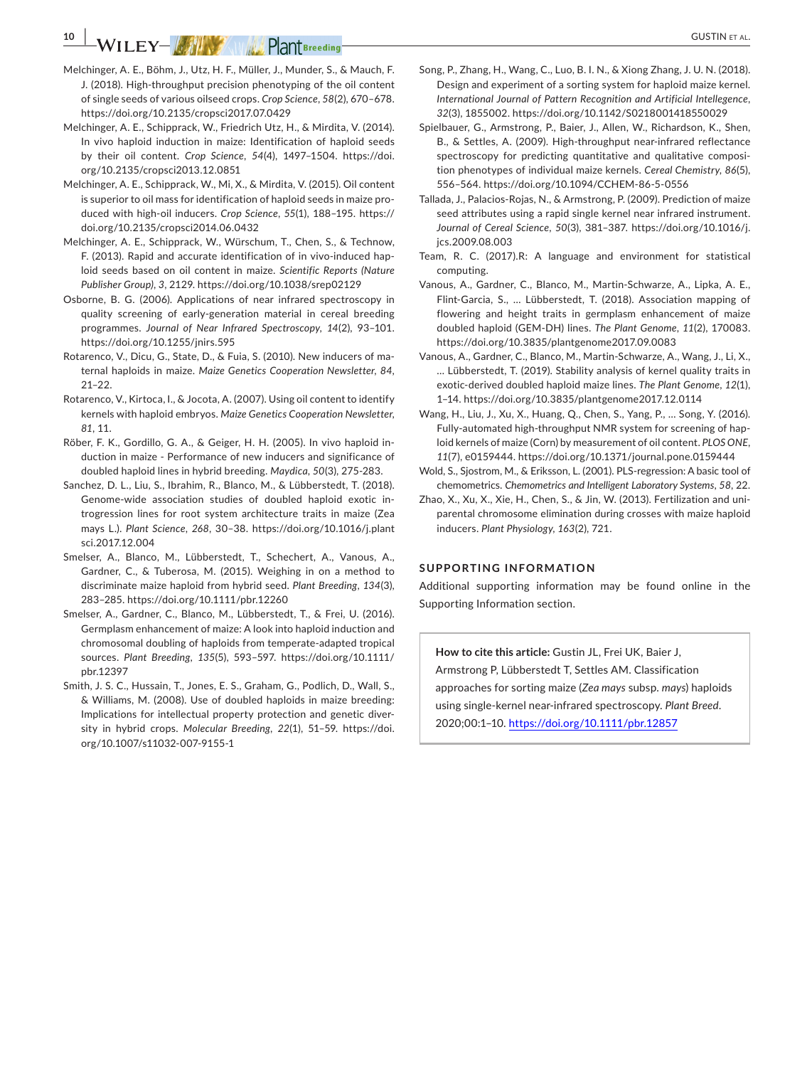Melchinger, A. E., Böhm, J., Utz, H. F., Müller, J., Munder, S., & Mauch, F. J. (2018). High-throughput precision phenotyping of the oil content of single seeds of various oilseed crops. *Crop Science*, *58*(2), 670–678. https://doi.org/10.2135/cropsci2017.07.0429

Melchinger, A. E., Schipprack, W., Friedrich Utz, H., & Mirdita, V. (2014). In vivo haploid induction in maize: Identification of haploid seeds by their oil content. *Crop Science*, *54*(4), 1497–1504. https://doi.org/10.2135/cropsci2013.12.0851

Melchinger, A. E., Schipprack, W., Mi, X., & Mirdita, V. (2015). Oil content is superior to oil mass for identification of haploid seeds in maize produced with high-oil inducers. *Crop Science*, *55*(1), 188–195. https://doi.org/10.2135/cropsci2014.06.0432

Melchinger, A. E., Schipprack, W., Würschum, T., Chen, S., & Technow, F. (2013). Rapid and accurate identification of in vivo-induced haploid seeds based on oil content in maize. *Scientific Reports (Nature Publisher Group)*, *3*, 2129. https://doi.org/10.1038/srep02129

Osborne, B. G. (2006). Applications of near infrared spectroscopy in quality screening of early-generation material in cereal breeding programmes. *Journal of Near Infrared Spectroscopy*, *14*(2), 93–101. https://doi.org/10.1255/jnirs.595

Rotarenco, V., Dicu, G., State, D., & Fuia, S. (2010). New inducers of maternal haploids in maize. *Maize Genetics Cooperation Newsletter*, *84*, 21–22.

Rotarenco, V., Kirtoca, I., & Jocota, A. (2007). Using oil content to identify kernels with haploid embryos. *Maize Genetics Cooperation Newsletter*, *81*, 11.

Röber, F. K., Gordillo, G. A., & Geiger, H. H. (2005). In vivo haploid induction in maize - Performance of new inducers and significance of doubled haploid lines in hybrid breeding. *Maydica*, *50*(3), 275-283.

Sanchez, D. L., Liu, S., Ibrahim, R., Blanco, M., & Lübberstedt, T. (2018). Genome-wide association studies of doubled haploid exotic introgression lines for root system architecture traits in maize (Zea mays L.). *Plant Science*, *268*, 30–38. https://doi.org/10.1016/j.plantsci.2017.12.004

Smelser, A., Blanco, M., Lübberstedt, T., Schechert, A., Vanous, A., Gardner, C., & Tuberosa, M. (2015). Weighing in on a method to discriminate maize haploid from hybrid seed. *Plant Breeding*, *134*(3), 283–285. https://doi.org/10.1111/pbr.12260

Smelser, A., Gardner, C., Blanco, M., Lübberstedt, T., & Frei, U. (2016). Germplasm enhancement of maize: A look into haploid induction and chromosomal doubling of haploids from temperate-adapted tropical sources. *Plant Breeding*, *135*(5), 593–597. https://doi.org/10.1111/pbr.12397

Smith, J. S. C., Hussain, T., Jones, E. S., Graham, G., Podlich, D., Wall, S., & Williams, M. (2008). Use of doubled haploids in maize breeding: Implications for intellectual property protection and genetic diversity in hybrid crops. *Molecular Breeding*, *22*(1), 51–59. https://doi.org/10.1007/s11032-007-9155-1

Song, P., Zhang, H., Wang, C., Luo, B. I. N., & Xiong Zhang, J. U. N. (2018). Design and experiment of a sorting system for haploid maize kernel. *International Journal of Pattern Recognition and Artificial Intellegence*, *32*(3), 1855002. https://doi.org/10.1142/S0218001418550029

Spielbauer, G., Armstrong, P., Baier, J., Allen, W., Richardson, K., Shen, B., & Settles, A. (2009). High-throughput near-infrared reflectance spectroscopy for predicting quantitative and qualitative composition phenotypes of individual maize kernels. *Cereal Chemistry*, *86*(5), 556–564. https://doi.org/10.1094/CCHEM-86-5-0556

Tallada, J., Palacios-Rojas, N., & Armstrong, P. (2009). Prediction of maize seed attributes using a rapid single kernel near infrared instrument. *Journal of Cereal Science*, *50*(3), 381–387. https://doi.org/10.1016/j.jcs.2009.08.003

Team, R. C. (2017).R: A language and environment for statistical computing.

Vanous, A., Gardner, C., Blanco, M., Martin-Schwarze, A., Lipka, A. E., Flint-Garcia, S., … Lübberstedt, T. (2018). Association mapping of flowering and height traits in germplasm enhancement of maize doubled haploid (GEM-DH) lines. *The Plant Genome*, *11*(2), 170083. https://doi.org/10.3835/plantgenome2017.09.0083

Vanous, A., Gardner, C., Blanco, M., Martin-Schwarze, A., Wang, J., Li, X., … Lübberstedt, T. (2019). Stability analysis of kernel quality traits in exotic-derived doubled haploid maize lines. *The Plant Genome*, *12*(1), 1–14. https://doi.org/10.3835/plantgenome2017.12.0114

Wang, H., Liu, J., Xu, X., Huang, Q., Chen, S., Yang, P., … Song, Y. (2016). Fully-automated high-throughput NMR system for screening of haploid kernels of maize (Corn) by measurement of oil content. *PLOS ONE*, *11*(7), e0159444. https://doi.org/10.1371/journal.pone.0159444

Wold, S., Sjostrom, M., & Eriksson, L. (2001). PLS-regression: A basic tool of chemometrics. *Chemometrics and Intelligent Laboratory Systems*, *58*, 22.

Zhao, X., Xu, X., Xie, H., Chen, S., & Jin, W. (2013). Fertilization and uniparental chromosome elimination during crosses with maize haploid inducers. *Plant Physiology*, *163*(2), 721.

## SUPPORTING INFORMATION

Additional supporting information may be found online in the Supporting Information section.

**How to cite this article:** Gustin JL, Frei UK, Baier J, Armstrong P, Lübberstedt T, Settles AM. Classification approaches for sorting maize (*Zea mays* subsp. *mays*) haploids using single-kernel near-infrared spectroscopy. *Plant Breed*. 2020;00:1–10. https://doi.org/10.1111/pbr.12857